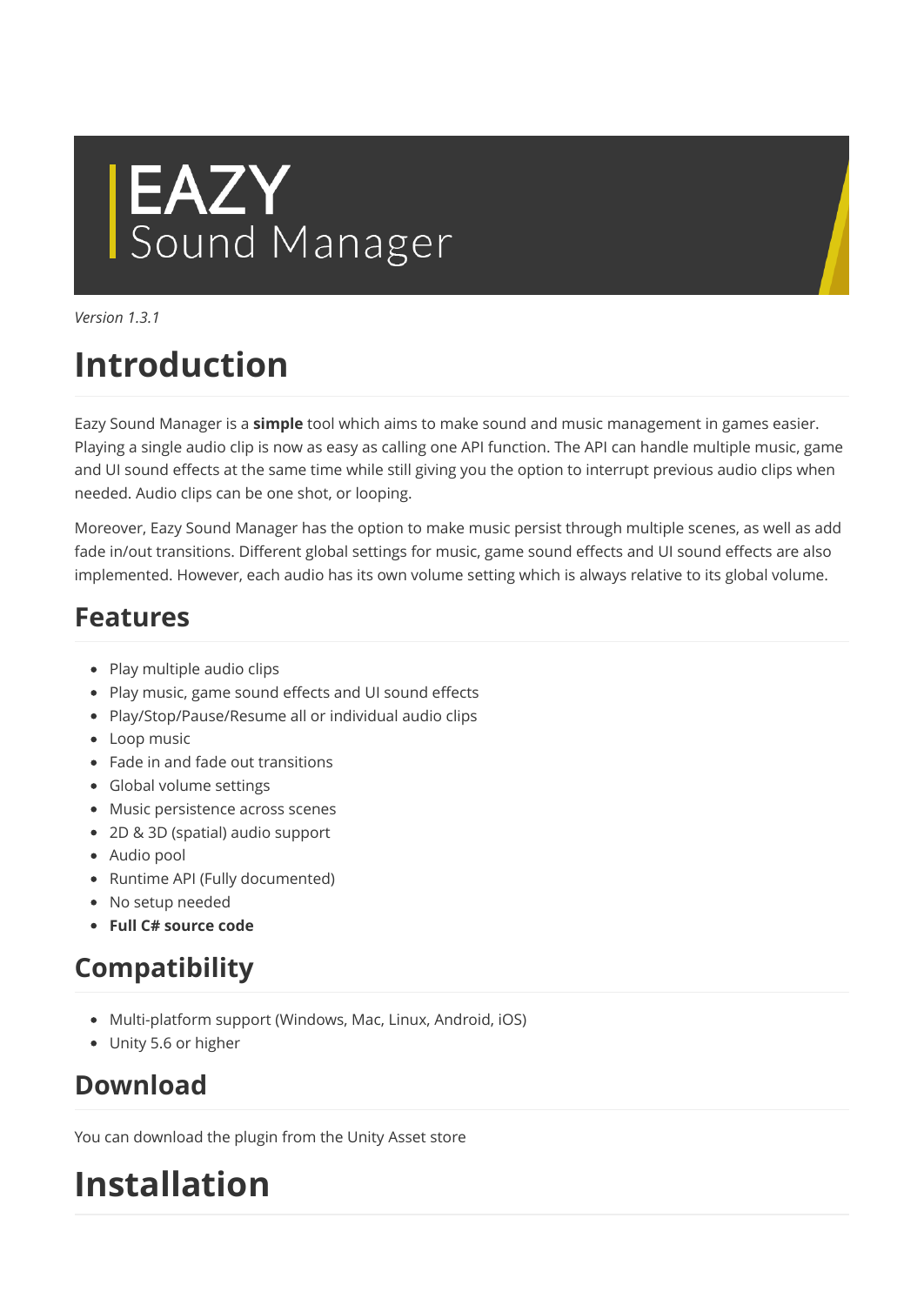# EAZY Sound Manager

*Version 1.3.1*

# Introduction

Eazy Sound Manager is a **simple** tool which aims to make sound and music management in games easier. Playing a single audio clip is now as easy as calling one API function. The API can handle multiple music, game and UI sound effects at the same time while still giving you the option to interrupt previous audio clips when needed. Audio clips can be one shot, or looping.

Moreover, Eazy Sound Manager has the option to make music persist through multiple scenes, as well as add fade in/out transitions. Different global settings for music, game sound effects and UI sound effects are also implemented. However, each audio has its own volume setting which is always relative to its global volume.

## Features

- Play multiple audio clips
- Play music, game sound effects and UI sound effects
- Play/Stop/Pause/Resume all or individual audio clips
- Loop music
- Fade in and fade out transitions
- Global volume settings
- Music persistence across scenes
- 2D & 3D (spatial) audio support
- Audio pool
- Runtime API (Fully documented)
- No setup needed
- **Full C# source code**

## Compatibility

- Multi-platform support (Windows, Mac, Linux, Android, iOS)
- Unity 5.6 or higher

## Download

You can download the plugin from the Unity Asset store

# Installation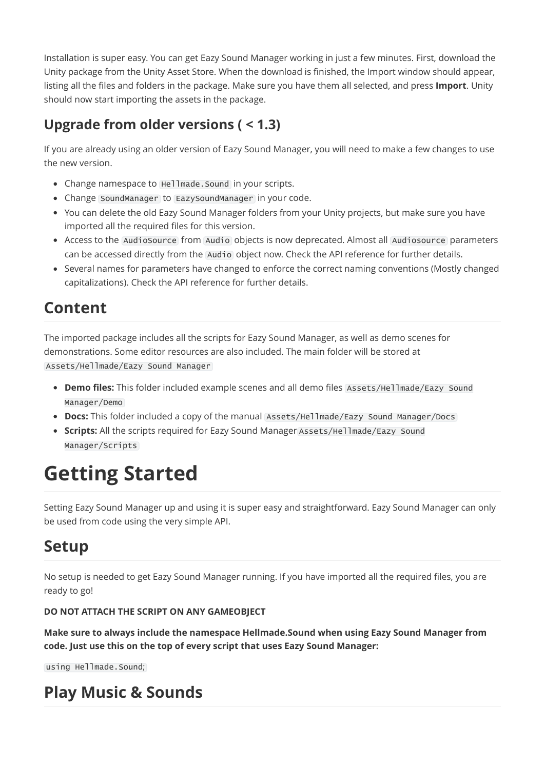Installation is super easy. You can get Eazy Sound Manager working in just a few minutes. First, download the Unity package from the Unity Asset Store. When the download is finished, the Import window should appear, listing all the files and folders in the package. Make sure you have them all selected, and press **Import**. Unity should now start importing the assets in the package.

## Upgrade from older versions ( < 1.3)

If you are already using an older version of Eazy Sound Manager, you will need to make a few changes to use the new version.

- Change namespace to `Hellmade.Sound` in your scripts.
- Change `SoundManager` to `EazySoundManager` in your code.
- You can delete the old Eazy Sound Manager folders from your Unity projects, but make sure you have imported all the required files for this version.
- Access to the `AudioSource` from `Audio` objects is now deprecated. Almost all `Audiosource` parameters can be accessed directly from the `Audio` object now. Check the API reference for further details.
- Several names for parameters have changed to enforce the correct naming conventions (Mostly changed capitalizations). Check the API reference for further details.

## Content

The imported package includes all the scripts for Eazy Sound Manager, as well as demo scenes for demonstrations. Some editor resources are also included. The main folder will be stored at `Assets/Hellmade/Eazy Sound Manager`

- **Demo files:** This folder included example scenes and all demo files `Assets/Hellmade/Eazy Sound Manager/Demo`
- **Docs:** This folder included a copy of the manual `Assets/Hellmade/Eazy Sound Manager/Docs`
- **Scripts:** All the scripts required for Eazy Sound Manager `Assets/Hellmade/Eazy Sound Manager/Scripts`

# Getting Started

Setting Eazy Sound Manager up and using it is super easy and straightforward. Eazy Sound Manager can only be used from code using the very simple API.

## Setup

No setup is needed to get Eazy Sound Manager running. If you have imported all the required files, you are ready to go!

**DO NOT ATTACH THE SCRIPT ON ANY GAMEOBJECT**

**Make sure to always include the namespace Hellmade.Sound when using Eazy Sound Manager from code. Just use this on the top of every script that uses Eazy Sound Manager:**

`using Hellmade.Sound;`

## Play Music & Sounds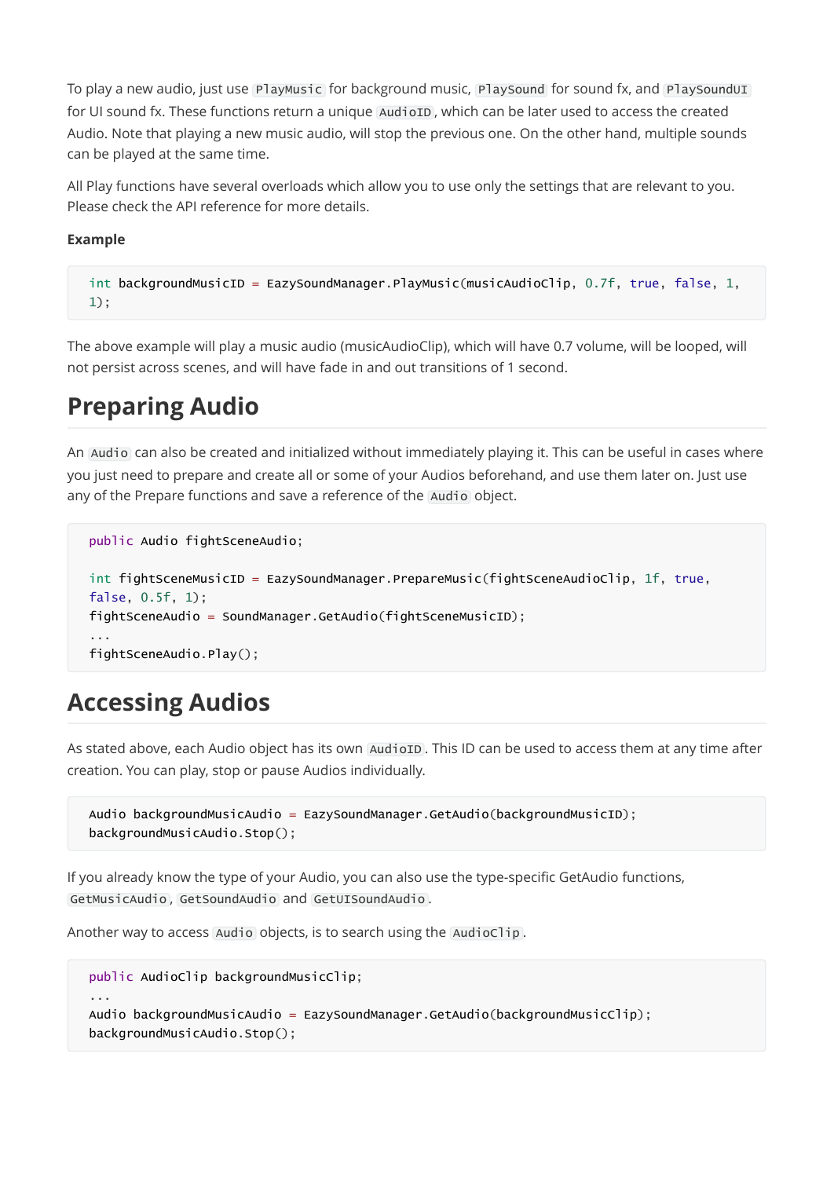To play a new audio, just use `PlayMusic` for background music, `PlaySound` for sound fx, and `PlaySoundUI` for UI sound fx. These functions return a unique `AudioID`, which can be later used to access the created Audio. Note that playing a new music audio, will stop the previous one. On the other hand, multiple sounds can be played at the same time.

All Play functions have several overloads which allow you to use only the settings that are relevant to you. Please check the API reference for more details.

**Example**

```
int backgroundMusicID = EazySoundManager.PlayMusic(musicAudioClip, 0.7f, true, false, 1,
1);
```

The above example will play a music audio (musicAudioClip), which will have 0.7 volume, will be looped, will not persist across scenes, and will have fade in and out transitions of 1 second.

# Preparing Audio

An `Audio` can also be created and initialized without immediately playing it. This can be useful in cases where you just need to prepare and create all or some of your Audios beforehand, and use them later on. Just use any of the Prepare functions and save a reference of the `Audio` object.

```
public Audio fightSceneAudio;

int fightSceneMusicID = EazySoundManager.PrepareMusic(fightSceneAudioClip, 1f, true,
false, 0.5f, 1);
fightSceneAudio = SoundManager.GetAudio(fightSceneMusicID);
...
fightSceneAudio.Play();
```

# Accessing Audios

As stated above, each Audio object has its own `AudioID`. This ID can be used to access them at any time after creation. You can play, stop or pause Audios individually.

```
Audio backgroundMusicAudio = EazySoundManager.GetAudio(backgroundMusicID);
backgroundMusicAudio.Stop();
```

If you already know the type of your Audio, you can also use the type-specific GetAudio functions, `GetMusicAudio`, `GetSoundAudio` and `GetUISoundAudio`.

Another way to access `Audio` objects, is to search using the `AudioClip`.

```
public AudioClip backgroundMusicClip;
...
Audio backgroundMusicAudio = EazySoundManager.GetAudio(backgroundMusicClip);
backgroundMusicAudio.Stop();
```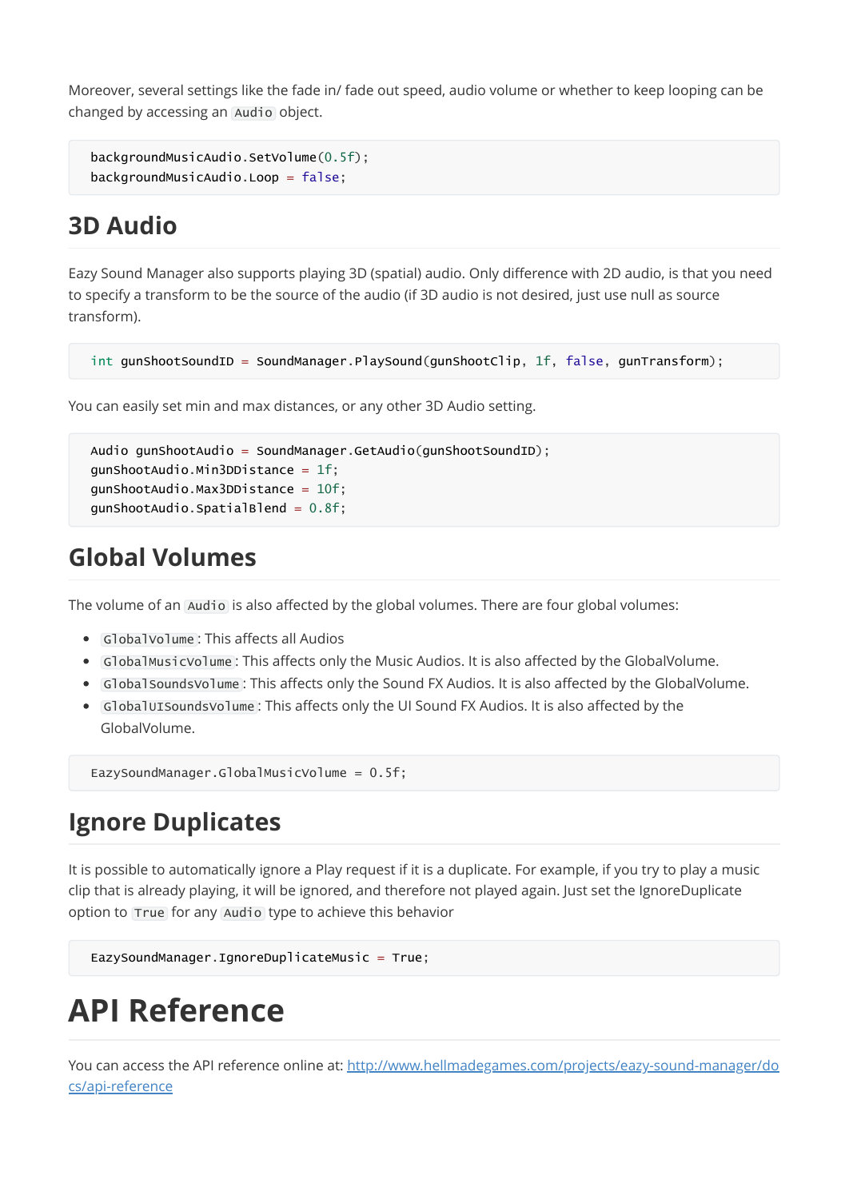Moreover, several settings like the fade in/ fade out speed, audio volume or whether to keep looping can be changed by accessing an `Audio` object.

```
backgroundMusicAudio.SetVolume(0.5f);
backgroundMusicAudio.Loop = false;
```

## 3D Audio

Eazy Sound Manager also supports playing 3D (spatial) audio. Only difference with 2D audio, is that you need to specify a transform to be the source of the audio (if 3D audio is not desired, just use null as source transform).

```
int gunShootSoundID = SoundManager.PlaySound(gunShootClip, 1f, false, gunTransform);
```

You can easily set min and max distances, or any other 3D Audio setting.

```
Audio gunShootAudio = SoundManager.GetAudio(gunShootSoundID);
gunShootAudio.Min3DDistance = 1f;
gunShootAudio.Max3DDistance = 10f;
gunShootAudio.SpatialBlend = 0.8f;
```

## Global Volumes

The volume of an `Audio` is also affected by the global volumes. There are four global volumes:

- `GlobalVolume`: This affects all Audios
- `GlobalMusicVolume`: This affects only the Music Audios. It is also affected by the GlobalVolume.
- `GlobalSoundsVolume`: This affects only the Sound FX Audios. It is also affected by the GlobalVolume.
- `GlobalUISoundsVolume`: This affects only the UI Sound FX Audios. It is also affected by the GlobalVolume.

```
EazySoundManager.GlobalMusicVolume = 0.5f;
```

## Ignore Duplicates

It is possible to automatically ignore a Play request if it is a duplicate. For example, if you try to play a music clip that is already playing, it will be ignored, and therefore not played again. Just set the IgnoreDuplicate option to `True` for any `Audio` type to achieve this behavior

```
EazySoundManager.IgnoreDuplicateMusic = True;
```

# API Reference

You can access the API reference online at: [http://www.hellmadegames.com/projects/eazy-sound-manager/docs/api-reference](http://www.hellmadegames.com/projects/eazy-sound-manager/docs/api-reference)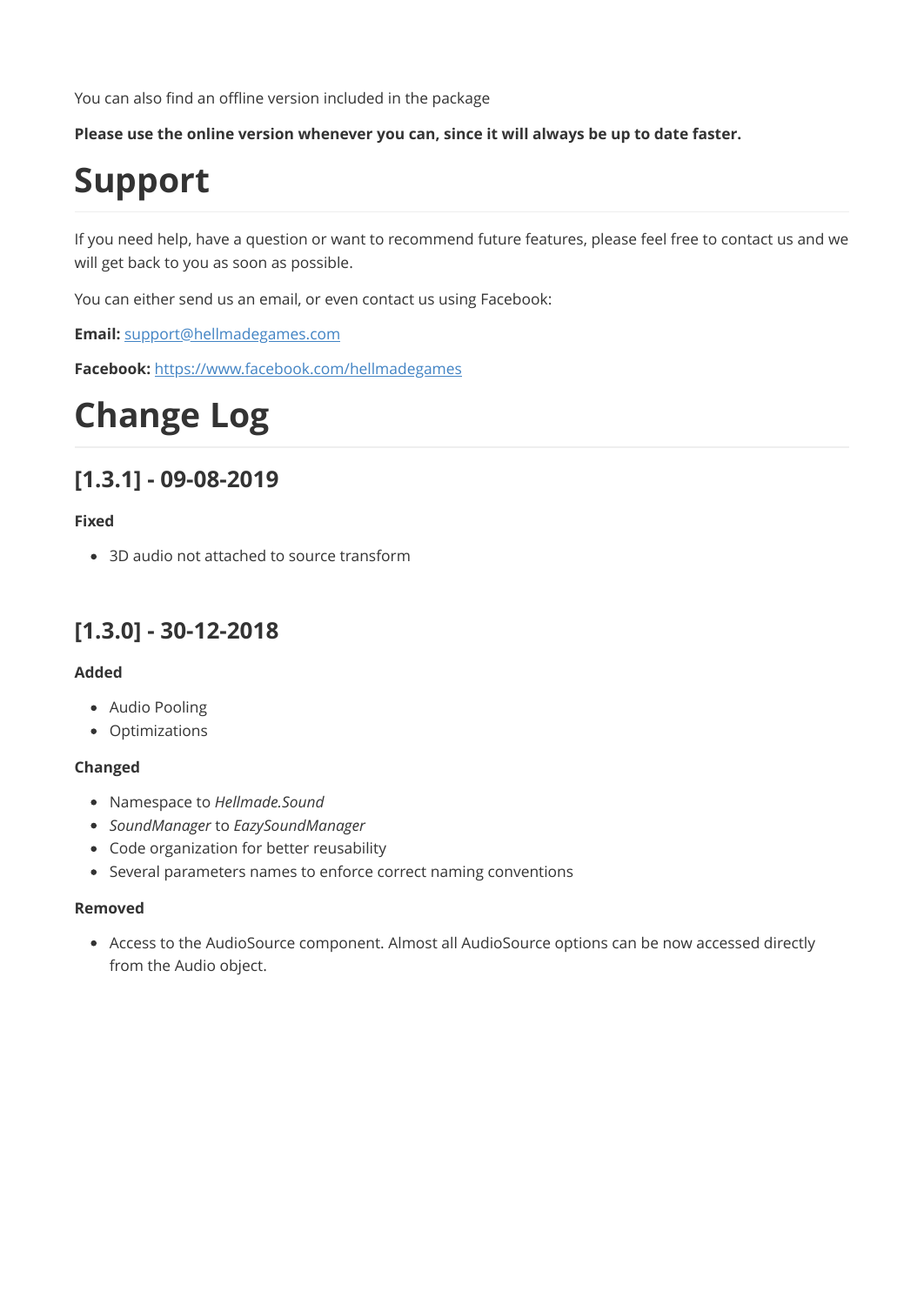You can also find an offline version included in the package

**Please use the online version whenever you can, since it will always be up to date faster.**

# Support

If you need help, have a question or want to recommend future features, please feel free to contact us and we will get back to you as soon as possible.

You can either send us an email, or even contact us using Facebook:

**Email:** [support@hellmadegames.com](mailto:support@hellmadegames.com)

**Facebook:** [https://www.facebook.com/hellmadegames](https://www.facebook.com/hellmadegames)

# Change Log

## [1.3.1] - 09-08-2019

**Fixed**

- 3D audio not attached to source transform

## [1.3.0] - 30-12-2018

**Added**

- Audio Pooling
- Optimizations

**Changed**

- Namespace to *Hellmade.Sound*
- *SoundManager* to *EazySoundManager*
- Code organization for better reusability
- Several parameters names to enforce correct naming conventions

**Removed**

- Access to the AudioSource component. Almost all AudioSource options can be now accessed directly from the Audio object.